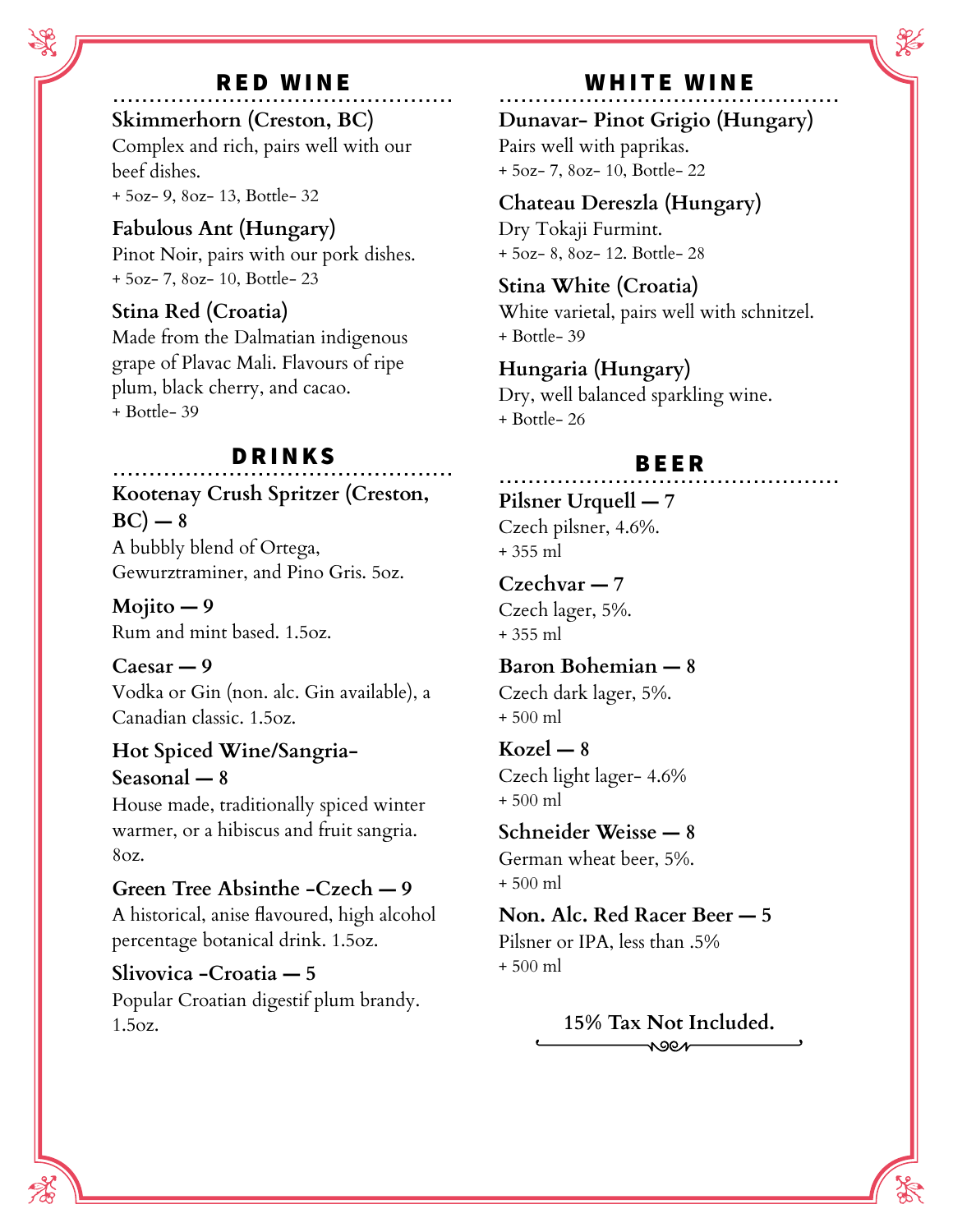## RED WINE

**Skimmerhorn (Creston, BC)**
Complex and rich, pairs well with our beef dishes.
+ 5oz- 9, 8oz- 13, Bottle- 32

**Fabulous Ant (Hungary)**
Pinot Noir, pairs with our pork dishes.
+ 5oz- 7, 8oz- 10, Bottle- 23

**Stina Red (Croatia)**
Made from the Dalmatian indigenous grape of Plavac Mali. Flavours of ripe plum, black cherry, and cacao.
+ Bottle- 39

## DRINKS

**Kootenay Crush Spritzer (Creston, BC) — 8**
A bubbly blend of Ortega, Gewurztraminer, and Pino Gris. 5oz.

**Mojito — 9**
Rum and mint based. 1.5oz.

**Caesar — 9**
Vodka or Gin (non. alc. Gin available), a Canadian classic. 1.5oz.

**Hot Spiced Wine/Sangria- Seasonal — 8**
House made, traditionally spiced winter warmer, or a hibiscus and fruit sangria. 8oz.

**Green Tree Absinthe -Czech — 9**
A historical, anise flavoured, high alcohol percentage botanical drink. 1.5oz.

**Slivovica -Croatia — 5**
Popular Croatian digestif plum brandy. 1.5oz.

## WHITE WINE

**Dunavar- Pinot Grigio (Hungary)**
Pairs well with paprikas.
+ 5oz- 7, 8oz- 10, Bottle- 22

**Chateau Dereszla (Hungary)**
Dry Tokaji Furmint.
+ 5oz- 8, 8oz- 12. Bottle- 28

**Stina White (Croatia)**
White varietal, pairs well with schnitzel.
+ Bottle- 39

**Hungaria (Hungary)**
Dry, well balanced sparkling wine.
+ Bottle- 26

## BEER

**Pilsner Urquell — 7**
Czech pilsner, 4.6%.
+ 355 ml

**Czechvar — 7**
Czech lager, 5%.
+ 355 ml

**Baron Bohemian — 8**
Czech dark lager, 5%.
+ 500 ml

**Kozel — 8**
Czech light lager- 4.6%
+ 500 ml

**Schneider Weisse — 8**
German wheat beer, 5%.
+ 500 ml

**Non. Alc. Red Racer Beer — 5**
Pilsner or IPA, less than .5%
+ 500 ml

**15% Tax Not Included.**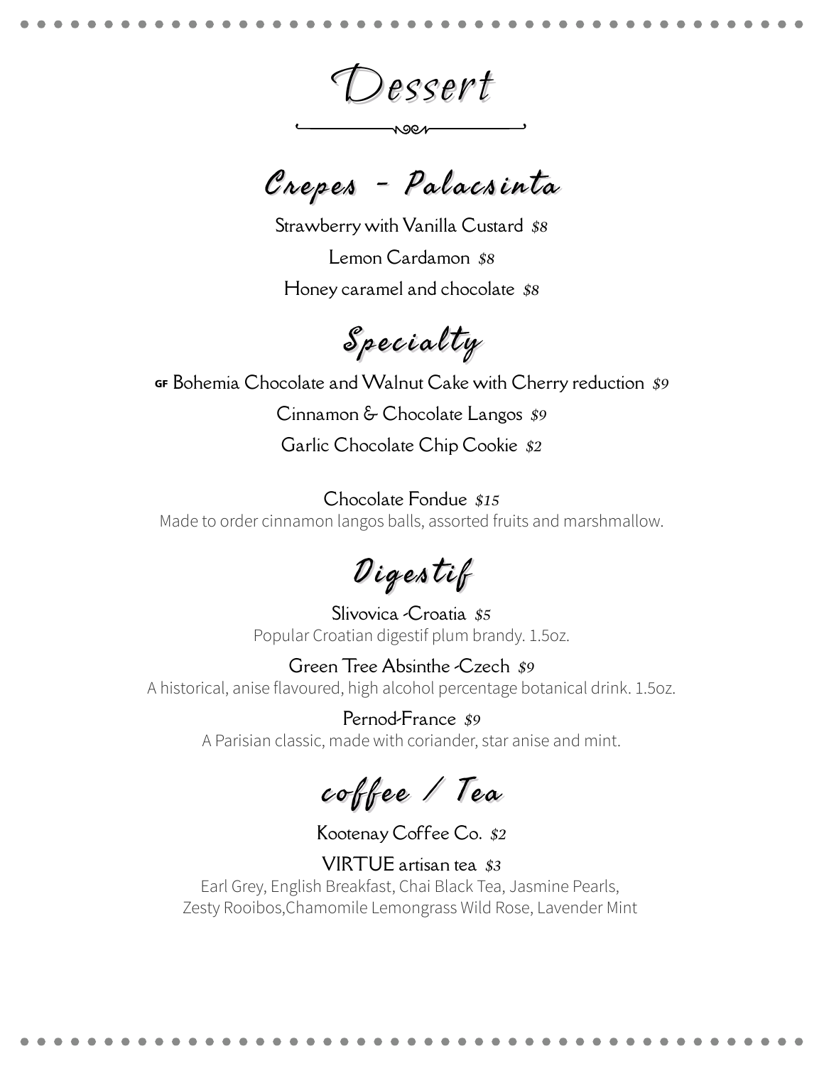# Dessert

## Crepes - Palacsinta

Strawberry with Vanilla Custard *$8*

Lemon Cardamon *$8*

Honey caramel and chocolate *$8*

## Specialty

**GF** Bohemia Chocolate and Walnut Cake with Cherry reduction *$9*

Cinnamon & Chocolate Langos *$9*

Garlic Chocolate Chip Cookie *$2*

Chocolate Fondue *$15*
Made to order cinnamon langos balls, assorted fruits and marshmallow.

## Digestif

Slivovica -Croatia *$5*
Popular Croatian digestif plum brandy. 1.5oz.

Green Tree Absinthe -Czech *$9*
A historical, anise flavoured, high alcohol percentage botanical drink. 1.5oz.

Pernod-France *$9*
A Parisian classic, made with coriander, star anise and mint.

## coffee / Tea

Kootenay Coffee Co. *$2*

VIRTUE artisan tea *$3*
Earl Grey, English Breakfast, Chai Black Tea, Jasmine Pearls,
Zesty Rooibos,Chamomile Lemongrass Wild Rose, Lavender Mint